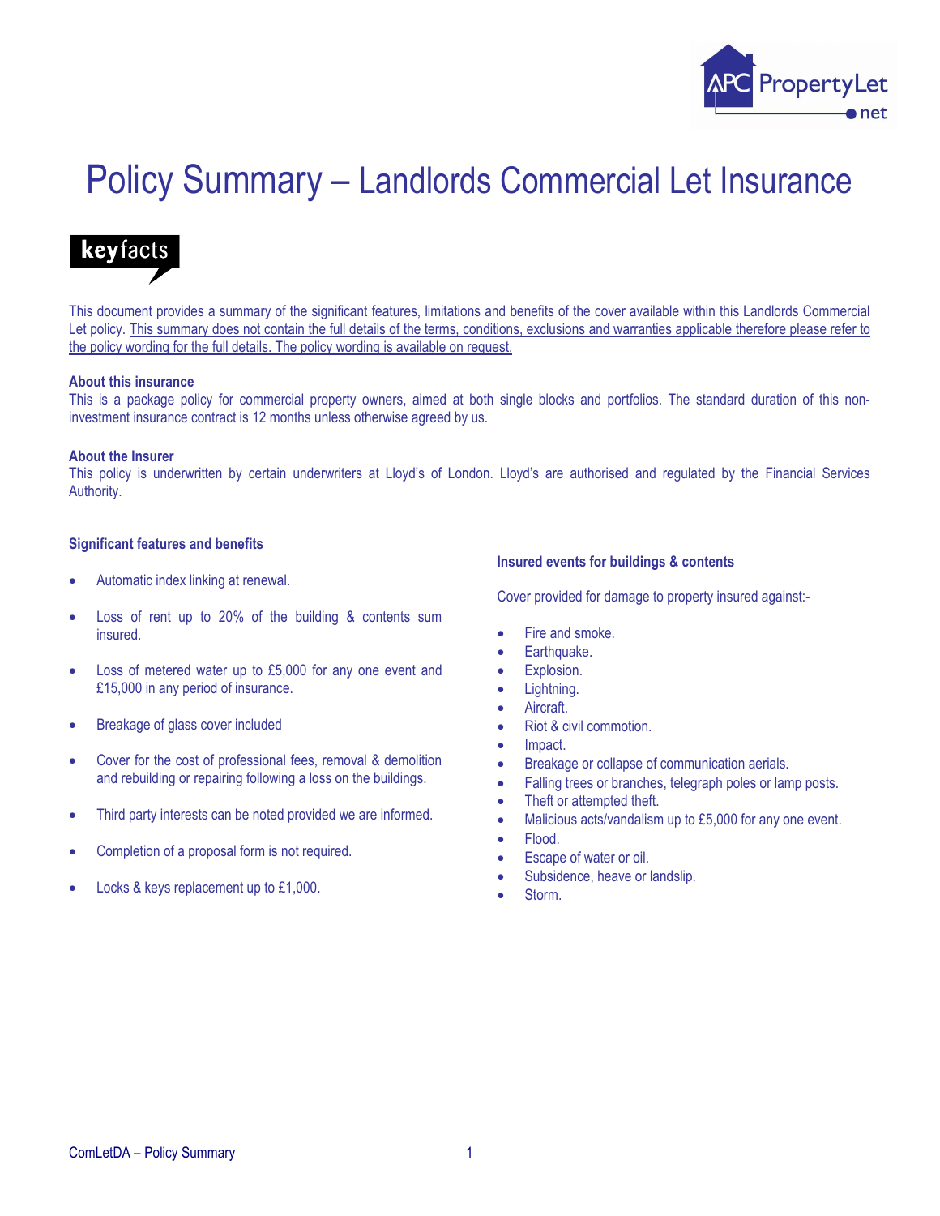# Policy Summary – Landlords Commercial Let Insurance

**keyfacts**

This document provides a summary of the significant features, limitations and benefits of the cover available within this Landlords Commercial Let policy. <u>This summary does not contain the full details of the terms, conditions, exclusions and warranties applicable therefore please refer to the policy wording for the full details. The policy wording is available on request.</u>

**About this insurance**

This is a package policy for commercial property owners, aimed at both single blocks and portfolios. The standard duration of this non-investment insurance contract is 12 months unless otherwise agreed by us.

**About the Insurer**

This policy is underwritten by certain underwriters at Lloyd's of London. Lloyd's are authorised and regulated by the Financial Services Authority.

**Significant features and benefits**

- Automatic index linking at renewal.
- Loss of rent up to 20% of the building & contents sum insured.
- Loss of metered water up to £5,000 for any one event and £15,000 in any period of insurance.
- Breakage of glass cover included
- Cover for the cost of professional fees, removal & demolition and rebuilding or repairing following a loss on the buildings.
- Third party interests can be noted provided we are informed.
- Completion of a proposal form is not required.
- Locks & keys replacement up to £1,000.

**Insured events for buildings & contents**

Cover provided for damage to property insured against:-

- Fire and smoke.
- Earthquake.
- Explosion.
- Lightning.
- Aircraft.
- Riot & civil commotion.
- Impact.
- Breakage or collapse of communication aerials.
- Falling trees or branches, telegraph poles or lamp posts.
- Theft or attempted theft.
- Malicious acts/vandalism up to £5,000 for any one event.
- Flood.
- Escape of water or oil.
- Subsidence, heave or landslip.
- Storm.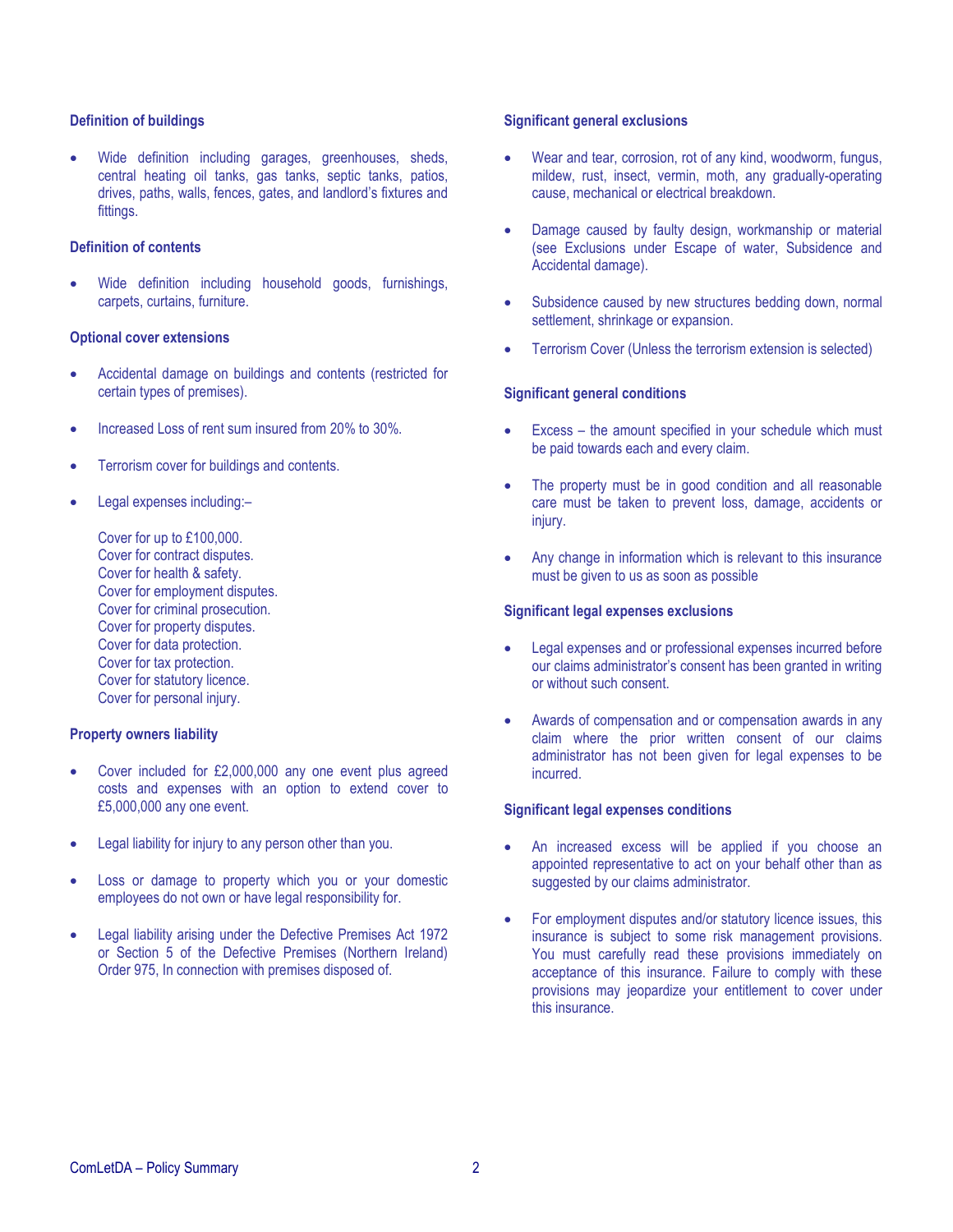### Definition of buildings

- Wide definition including garages, greenhouses, sheds, central heating oil tanks, gas tanks, septic tanks, patios, drives, paths, walls, fences, gates, and landlord's fixtures and fittings.

### Definition of contents

- Wide definition including household goods, furnishings, carpets, curtains, furniture.

### Optional cover extensions

- Accidental damage on buildings and contents (restricted for certain types of premises).
- Increased Loss of rent sum insured from 20% to 30%.
- Terrorism cover for buildings and contents.
- Legal expenses including:–

  Cover for up to £100,000.
  Cover for contract disputes.
  Cover for health & safety.
  Cover for employment disputes.
  Cover for criminal prosecution.
  Cover for property disputes.
  Cover for data protection.
  Cover for tax protection.
  Cover for statutory licence.
  Cover for personal injury.

### Property owners liability

- Cover included for £2,000,000 any one event plus agreed costs and expenses with an option to extend cover to £5,000,000 any one event.
- Legal liability for injury to any person other than you.
- Loss or damage to property which you or your domestic employees do not own or have legal responsibility for.
- Legal liability arising under the Defective Premises Act 1972 or Section 5 of the Defective Premises (Northern Ireland) Order 975, In connection with premises disposed of.

### Significant general exclusions

- Wear and tear, corrosion, rot of any kind, woodworm, fungus, mildew, rust, insect, vermin, moth, any gradually-operating cause, mechanical or electrical breakdown.
- Damage caused by faulty design, workmanship or material (see Exclusions under Escape of water, Subsidence and Accidental damage).
- Subsidence caused by new structures bedding down, normal settlement, shrinkage or expansion.
- Terrorism Cover (Unless the terrorism extension is selected)

### Significant general conditions

- Excess – the amount specified in your schedule which must be paid towards each and every claim.
- The property must be in good condition and all reasonable care must be taken to prevent loss, damage, accidents or injury.
- Any change in information which is relevant to this insurance must be given to us as soon as possible

### Significant legal expenses exclusions

- Legal expenses and or professional expenses incurred before our claims administrator's consent has been granted in writing or without such consent.
- Awards of compensation and or compensation awards in any claim where the prior written consent of our claims administrator has not been given for legal expenses to be incurred.

### Significant legal expenses conditions

- An increased excess will be applied if you choose an appointed representative to act on your behalf other than as suggested by our claims administrator.
- For employment disputes and/or statutory licence issues, this insurance is subject to some risk management provisions. You must carefully read these provisions immediately on acceptance of this insurance. Failure to comply with these provisions may jeopardize your entitlement to cover under this insurance.